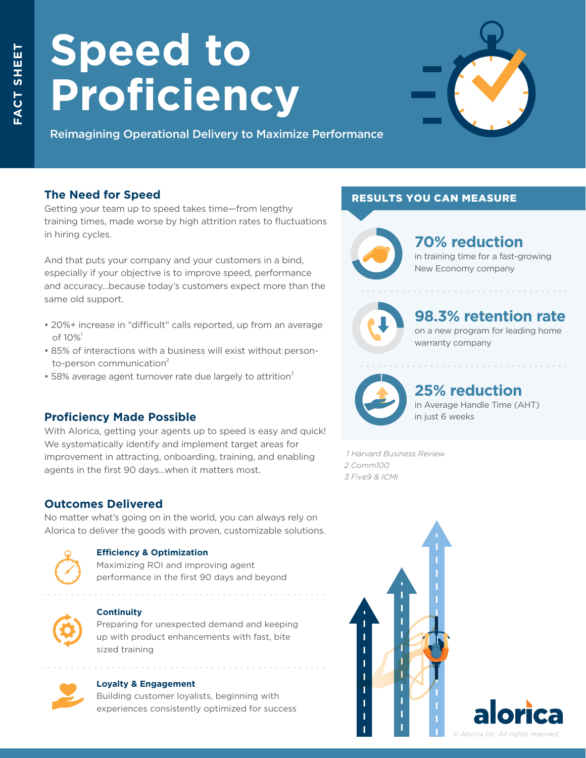FACT SHEET

# Speed to Proficiency

Reimagining Operational Delivery to Maximize Performance

## The Need for Speed

Getting your team up to speed takes time—from lengthy training times, made worse by high attrition rates to fluctuations in hiring cycles.

And that puts your company and your customers in a bind, especially if your objective is to improve speed, performance and accuracy...because today's customers expect more than the same old support.

- 20%+ increase in "difficult" calls reported, up from an average of 10%[1]
- 85% of interactions with a business will exist without person-to-person communication[2]
- 58% average agent turnover rate due largely to attrition[3]

## Proficiency Made Possible

With Alorica, getting your agents up to speed is easy and quick! We systematically identify and implement target areas for improvement in attracting, onboarding, training, and enabling agents in the first 90 days...when it matters most.

## Outcomes Delivered

No matter what's going on in the world, you can always rely on Alorica to deliver the goods with proven, customizable solutions.

**Efficiency & Optimization**
Maximizing ROI and improving agent performance in the first 90 days and beyond

**Continuity**
Preparing for unexpected demand and keeping up with product enhancements with fast, bite sized training

**Loyalty & Engagement**
Building customer loyalists, beginning with experiences consistently optimized for success

## RESULTS YOU CAN MEASURE

**70% reduction**
in training time for a fast-growing New Economy company

**98.3% retention rate**
on a new program for leading home warranty company

**25% reduction**
in Average Handle Time (AHT) in just 6 weeks

*1 Harvard Business Review*
*2 Comm100*
*3 Five9 & ICMI*

alorica

*© Alorica Inc. All rights reserved.*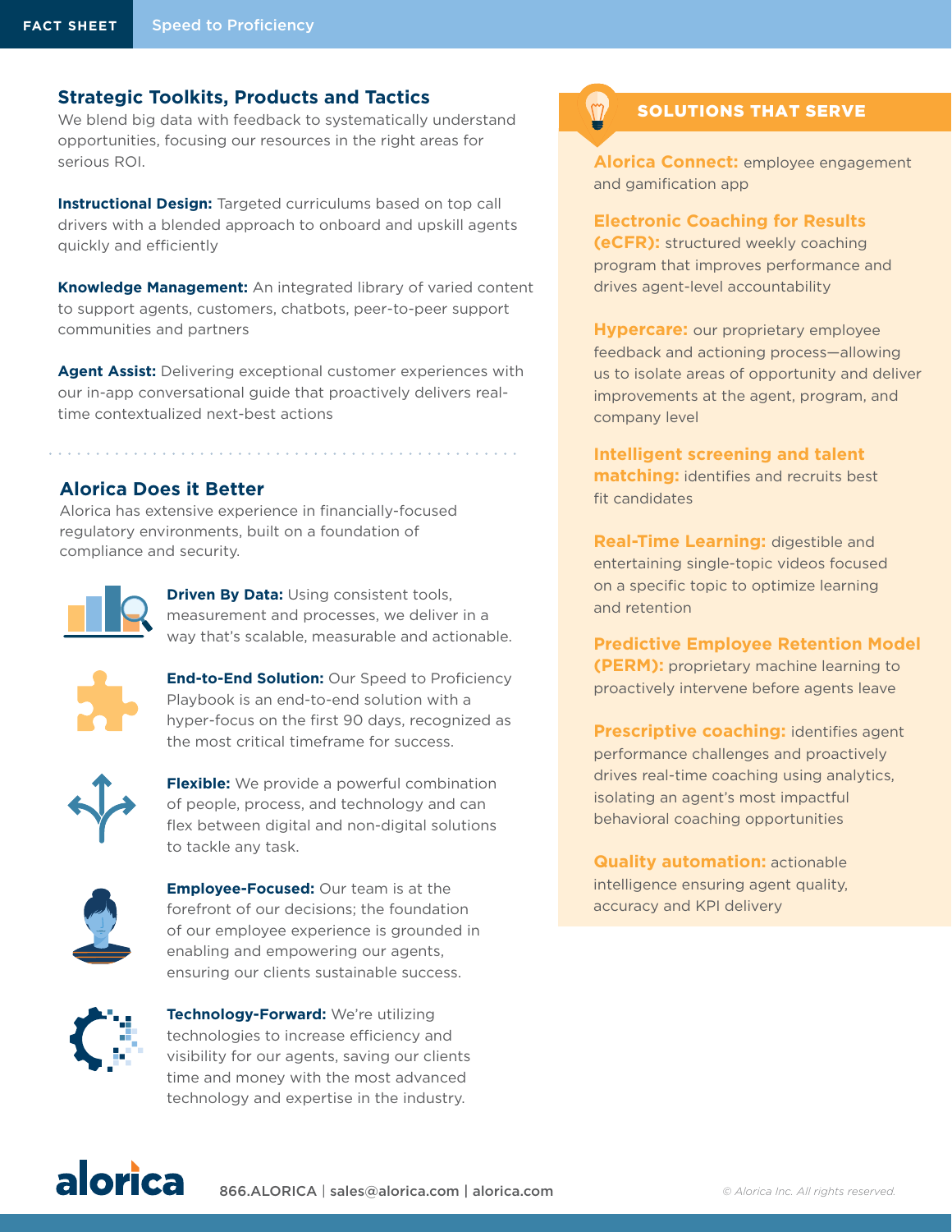## Strategic Toolkits, Products and Tactics

We blend big data with feedback to systematically understand opportunities, focusing our resources in the right areas for serious ROI.

**Instructional Design:** Targeted curriculums based on top call drivers with a blended approach to onboard and upskill agents quickly and efficiently

**Knowledge Management:** An integrated library of varied content to support agents, customers, chatbots, peer-to-peer support communities and partners

**Agent Assist:** Delivering exceptional customer experiences with our in-app conversational guide that proactively delivers real-time contextualized next-best actions

## Alorica Does it Better

Alorica has extensive experience in financially-focused regulatory environments, built on a foundation of compliance and security.

**Driven By Data:** Using consistent tools, measurement and processes, we deliver in a way that's scalable, measurable and actionable.

**End-to-End Solution:** Our Speed to Proficiency Playbook is an end-to-end solution with a hyper-focus on the first 90 days, recognized as the most critical timeframe for success.

**Flexible:** We provide a powerful combination of people, process, and technology and can flex between digital and non-digital solutions to tackle any task.

**Employee-Focused:** Our team is at the forefront of our decisions; the foundation of our employee experience is grounded in enabling and empowering our agents, ensuring our clients sustainable success.

**Technology-Forward:** We're utilizing technologies to increase efficiency and visibility for our agents, saving our clients time and money with the most advanced technology and expertise in the industry.

## SOLUTIONS THAT SERVE

**Alorica Connect:** employee engagement and gamification app

**Electronic Coaching for Results (eCFR):** structured weekly coaching program that improves performance and drives agent-level accountability

**Hypercare:** our proprietary employee feedback and actioning process—allowing us to isolate areas of opportunity and deliver improvements at the agent, program, and company level

**Intelligent screening and talent matching:** identifies and recruits best fit candidates

**Real-Time Learning:** digestible and entertaining single-topic videos focused on a specific topic to optimize learning and retention

**Predictive Employee Retention Model (PERM):** proprietary machine learning to proactively intervene before agents leave

**Prescriptive coaching:** identifies agent performance challenges and proactively drives real-time coaching using analytics, isolating an agent's most impactful behavioral coaching opportunities

**Quality automation:** actionable intelligence ensuring agent quality, accuracy and KPI delivery

alorica

866.ALORICA | sales@alorica.com | alorica.com

*© Alorica Inc. All rights reserved.*